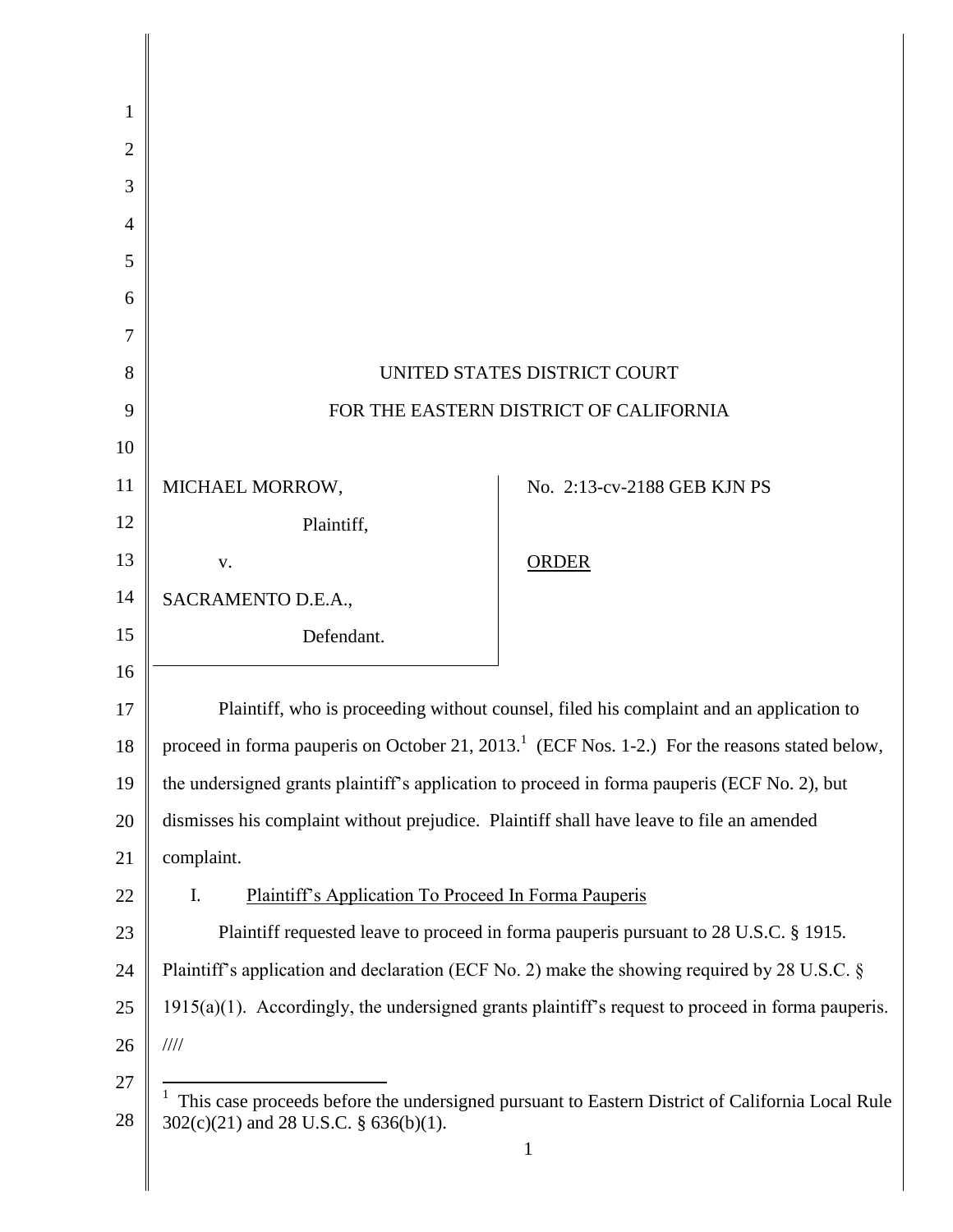UNITED STATES DISTRICT COURT

FOR THE EASTERN DISTRICT OF CALIFORNIA

| | |
|---|---|
| MICHAEL MORROW,<br><br>Plaintiff,<br><br>v.<br><br>SACRAMENTO D.E.A.,<br><br>Defendant. | No. 2:13-cv-2188 GEB KJN PS<br><br><u>ORDER</u> |

Plaintiff, who is proceeding without counsel, filed his complaint and an application to proceed in forma pauperis on October 21, 2013.[1] (ECF Nos. 1-2.) For the reasons stated below, the undersigned grants plaintiff's application to proceed in forma pauperis (ECF No. 2), but dismisses his complaint without prejudice. Plaintiff shall have leave to file an amended complaint.

I. <u>Plaintiff's Application To Proceed In Forma Pauperis</u>

Plaintiff requested leave to proceed in forma pauperis pursuant to 28 U.S.C. § 1915. Plaintiff's application and declaration (ECF No. 2) make the showing required by 28 U.S.C. § 1915(a)(1). Accordingly, the undersigned grants plaintiff's request to proceed in forma pauperis.

////

[1] This case proceeds before the undersigned pursuant to Eastern District of California Local Rule 302(c)(21) and 28 U.S.C. § 636(b)(1).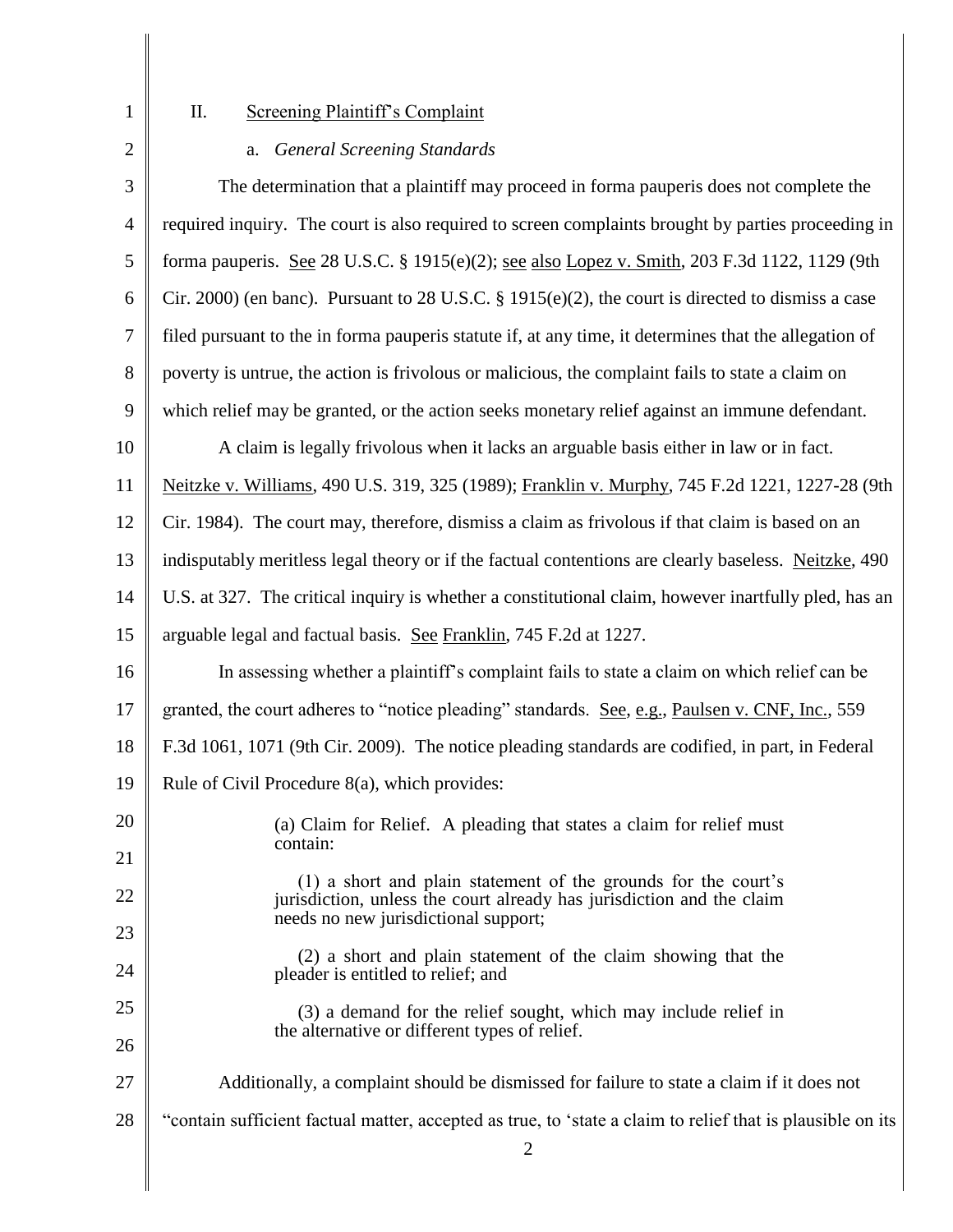## II. Screening Plaintiff's Complaint

### a. *General Screening Standards*

The determination that a plaintiff may proceed in forma pauperis does not complete the required inquiry. The court is also required to screen complaints brought by parties proceeding in forma pauperis. See 28 U.S.C. § 1915(e)(2); see also Lopez v. Smith, 203 F.3d 1122, 1129 (9th Cir. 2000) (en banc). Pursuant to 28 U.S.C. § 1915(e)(2), the court is directed to dismiss a case filed pursuant to the in forma pauperis statute if, at any time, it determines that the allegation of poverty is untrue, the action is frivolous or malicious, the complaint fails to state a claim on which relief may be granted, or the action seeks monetary relief against an immune defendant.

A claim is legally frivolous when it lacks an arguable basis either in law or in fact. Neitzke v. Williams, 490 U.S. 319, 325 (1989); Franklin v. Murphy, 745 F.2d 1221, 1227-28 (9th Cir. 1984). The court may, therefore, dismiss a claim as frivolous if that claim is based on an indisputably meritless legal theory or if the factual contentions are clearly baseless. Neitzke, 490 U.S. at 327. The critical inquiry is whether a constitutional claim, however inartfully pled, has an arguable legal and factual basis. See Franklin, 745 F.2d at 1227.

In assessing whether a plaintiff's complaint fails to state a claim on which relief can be granted, the court adheres to "notice pleading" standards. See, e.g., Paulsen v. CNF, Inc., 559 F.3d 1061, 1071 (9th Cir. 2009). The notice pleading standards are codified, in part, in Federal Rule of Civil Procedure 8(a), which provides:

> (a) Claim for Relief. A pleading that states a claim for relief must contain:
>
> (1) a short and plain statement of the grounds for the court's jurisdiction, unless the court already has jurisdiction and the claim needs no new jurisdictional support;
>
> (2) a short and plain statement of the claim showing that the pleader is entitled to relief; and
>
> (3) a demand for the relief sought, which may include relief in the alternative or different types of relief.

Additionally, a complaint should be dismissed for failure to state a claim if it does not "contain sufficient factual matter, accepted as true, to 'state a claim to relief that is plausible on its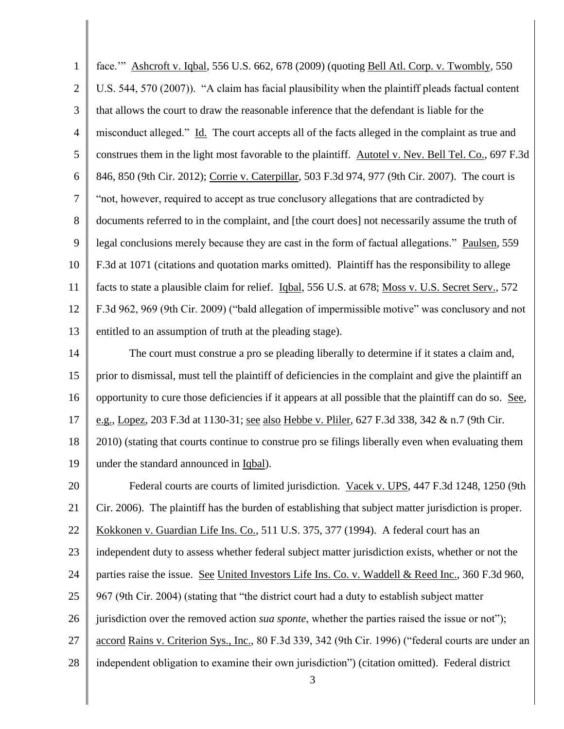face.'" Ashcroft v. Iqbal, 556 U.S. 662, 678 (2009) (quoting Bell Atl. Corp. v. Twombly, 550 U.S. 544, 570 (2007)). "A claim has facial plausibility when the plaintiff pleads factual content that allows the court to draw the reasonable inference that the defendant is liable for the misconduct alleged." Id. The court accepts all of the facts alleged in the complaint as true and construes them in the light most favorable to the plaintiff. Autotel v. Nev. Bell Tel. Co., 697 F.3d 846, 850 (9th Cir. 2012); Corrie v. Caterpillar, 503 F.3d 974, 977 (9th Cir. 2007). The court is "not, however, required to accept as true conclusory allegations that are contradicted by documents referred to in the complaint, and [the court does] not necessarily assume the truth of legal conclusions merely because they are cast in the form of factual allegations." Paulsen, 559 F.3d at 1071 (citations and quotation marks omitted). Plaintiff has the responsibility to allege facts to state a plausible claim for relief. Iqbal, 556 U.S. at 678; Moss v. U.S. Secret Serv., 572 F.3d 962, 969 (9th Cir. 2009) ("bald allegation of impermissible motive" was conclusory and not entitled to an assumption of truth at the pleading stage).

The court must construe a pro se pleading liberally to determine if it states a claim and, prior to dismissal, must tell the plaintiff of deficiencies in the complaint and give the plaintiff an opportunity to cure those deficiencies if it appears at all possible that the plaintiff can do so. See, e.g., Lopez, 203 F.3d at 1130-31; see also Hebbe v. Pliler, 627 F.3d 338, 342 & n.7 (9th Cir. 2010) (stating that courts continue to construe pro se filings liberally even when evaluating them under the standard announced in Iqbal).

Federal courts are courts of limited jurisdiction. Vacek v. UPS, 447 F.3d 1248, 1250 (9th Cir. 2006). The plaintiff has the burden of establishing that subject matter jurisdiction is proper. Kokkonen v. Guardian Life Ins. Co., 511 U.S. 375, 377 (1994). A federal court has an independent duty to assess whether federal subject matter jurisdiction exists, whether or not the parties raise the issue. See United Investors Life Ins. Co. v. Waddell & Reed Inc., 360 F.3d 960, 967 (9th Cir. 2004) (stating that "the district court had a duty to establish subject matter jurisdiction over the removed action *sua sponte*, whether the parties raised the issue or not"); accord Rains v. Criterion Sys., Inc., 80 F.3d 339, 342 (9th Cir. 1996) ("federal courts are under an independent obligation to examine their own jurisdiction") (citation omitted). Federal district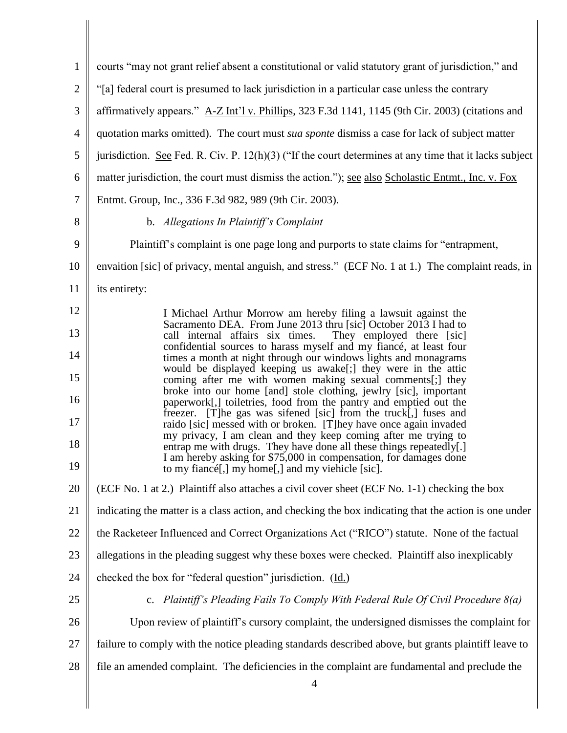courts "may not grant relief absent a constitutional or valid statutory grant of jurisdiction," and "[a] federal court is presumed to lack jurisdiction in a particular case unless the contrary affirmatively appears." A-Z Int'l v. Phillips, 323 F.3d 1141, 1145 (9th Cir. 2003) (citations and quotation marks omitted). The court must *sua sponte* dismiss a case for lack of subject matter jurisdiction. See Fed. R. Civ. P. 12(h)(3) ("If the court determines at any time that it lacks subject matter jurisdiction, the court must dismiss the action."); see also Scholastic Entmt., Inc. v. Fox Entmt. Group, Inc., 336 F.3d 982, 989 (9th Cir. 2003).

b. *Allegations In Plaintiff's Complaint*

Plaintiff's complaint is one page long and purports to state claims for "entrapment, envaition [sic] of privacy, mental anguish, and stress." (ECF No. 1 at 1.) The complaint reads, in its entirety:

> I Michael Arthur Morrow am hereby filing a lawsuit against the Sacramento DEA. From June 2013 thru [sic] October 2013 I had to call internal affairs six times. They employed there [sic] confidential sources to harass myself and my fiancé, at least four times a month at night through our windows lights and monagrams would be displayed keeping us awake[;] they were in the attic coming after me with women making sexual comments[;] they broke into our home [and] stole clothing, jewlry [sic], important paperwork[,] toiletries, food from the pantry and emptied out the freezer. [T]he gas was sifened [sic] from the truck[,] fuses and raido [sic] messed with or broken. [T]hey have once again invaded my privacy, I am clean and they keep coming after me trying to entrap me with drugs. They have done all these things repeatedly[.] I am hereby asking for $75,000 in compensation, for damages done to my fiancé[,] my home[,] and my viehicle [sic].

(ECF No. 1 at 2.) Plaintiff also attaches a civil cover sheet (ECF No. 1-1) checking the box indicating the matter is a class action, and checking the box indicating that the action is one under the Racketeer Influenced and Correct Organizations Act ("RICO") statute. None of the factual allegations in the pleading suggest why these boxes were checked. Plaintiff also inexplicably checked the box for "federal question" jurisdiction. (Id.)

c. *Plaintiff's Pleading Fails To Comply With Federal Rule Of Civil Procedure 8(a)*

Upon review of plaintiff's cursory complaint, the undersigned dismisses the complaint for failure to comply with the notice pleading standards described above, but grants plaintiff leave to file an amended complaint. The deficiencies in the complaint are fundamental and preclude the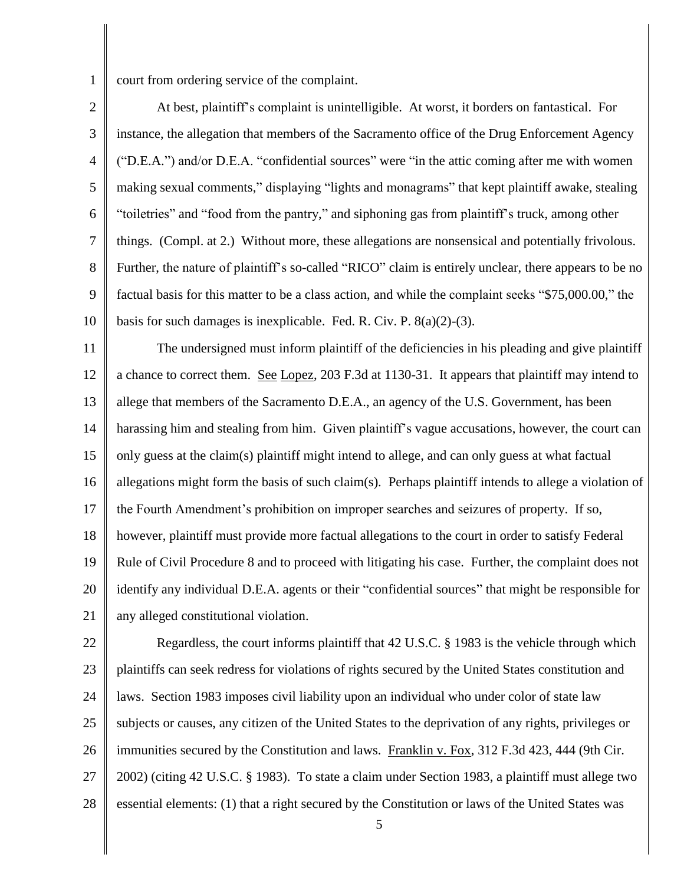court from ordering service of the complaint.

At best, plaintiff's complaint is unintelligible. At worst, it borders on fantastical. For instance, the allegation that members of the Sacramento office of the Drug Enforcement Agency ("D.E.A.") and/or D.E.A. "confidential sources" were "in the attic coming after me with women making sexual comments," displaying "lights and monagrams" that kept plaintiff awake, stealing "toiletries" and "food from the pantry," and siphoning gas from plaintiff's truck, among other things. (Compl. at 2.) Without more, these allegations are nonsensical and potentially frivolous. Further, the nature of plaintiff's so-called "RICO" claim is entirely unclear, there appears to be no factual basis for this matter to be a class action, and while the complaint seeks "$75,000.00," the basis for such damages is inexplicable. Fed. R. Civ. P. 8(a)(2)-(3).

The undersigned must inform plaintiff of the deficiencies in his pleading and give plaintiff a chance to correct them. See Lopez, 203 F.3d at 1130-31. It appears that plaintiff may intend to allege that members of the Sacramento D.E.A., an agency of the U.S. Government, has been harassing him and stealing from him. Given plaintiff's vague accusations, however, the court can only guess at the claim(s) plaintiff might intend to allege, and can only guess at what factual allegations might form the basis of such claim(s). Perhaps plaintiff intends to allege a violation of the Fourth Amendment's prohibition on improper searches and seizures of property. If so, however, plaintiff must provide more factual allegations to the court in order to satisfy Federal Rule of Civil Procedure 8 and to proceed with litigating his case. Further, the complaint does not identify any individual D.E.A. agents or their "confidential sources" that might be responsible for any alleged constitutional violation.

Regardless, the court informs plaintiff that 42 U.S.C. § 1983 is the vehicle through which plaintiffs can seek redress for violations of rights secured by the United States constitution and laws. Section 1983 imposes civil liability upon an individual who under color of state law subjects or causes, any citizen of the United States to the deprivation of any rights, privileges or immunities secured by the Constitution and laws. Franklin v. Fox, 312 F.3d 423, 444 (9th Cir. 2002) (citing 42 U.S.C. § 1983). To state a claim under Section 1983, a plaintiff must allege two essential elements: (1) that a right secured by the Constitution or laws of the United States was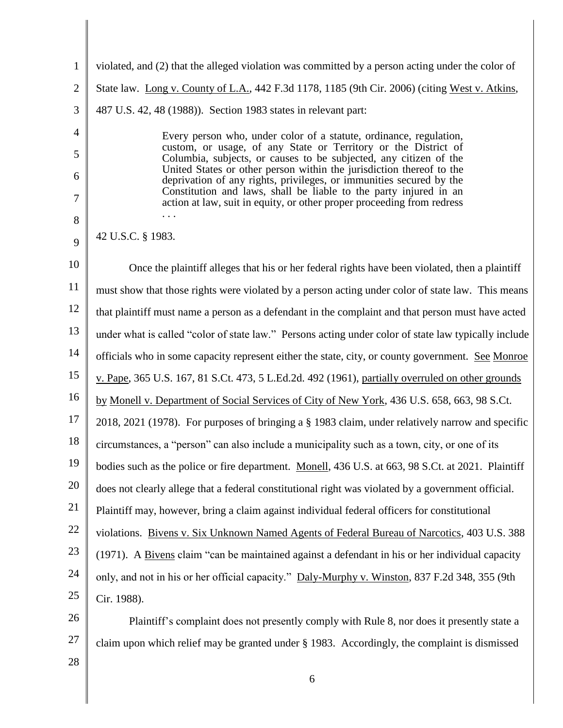violated, and (2) that the alleged violation was committed by a person acting under the color of State law. Long v. County of L.A., 442 F.3d 1178, 1185 (9th Cir. 2006) (citing West v. Atkins, 487 U.S. 42, 48 (1988)). Section 1983 states in relevant part:

> Every person who, under color of a statute, ordinance, regulation, custom, or usage, of any State or Territory or the District of Columbia, subjects, or causes to be subjected, any citizen of the United States or other person within the jurisdiction thereof to the deprivation of any rights, privileges, or immunities secured by the Constitution and laws, shall be liable to the party injured in an action at law, suit in equity, or other proper proceeding from redress . . .

42 U.S.C. § 1983.

Once the plaintiff alleges that his or her federal rights have been violated, then a plaintiff must show that those rights were violated by a person acting under color of state law. This means that plaintiff must name a person as a defendant in the complaint and that person must have acted under what is called "color of state law." Persons acting under color of state law typically include officials who in some capacity represent either the state, city, or county government. See Monroe v. Pape, 365 U.S. 167, 81 S.Ct. 473, 5 L.Ed.2d. 492 (1961), partially overruled on other grounds by Monell v. Department of Social Services of City of New York, 436 U.S. 658, 663, 98 S.Ct. 2018, 2021 (1978). For purposes of bringing a § 1983 claim, under relatively narrow and specific circumstances, a "person" can also include a municipality such as a town, city, or one of its bodies such as the police or fire department. Monell, 436 U.S. at 663, 98 S.Ct. at 2021. Plaintiff does not clearly allege that a federal constitutional right was violated by a government official. Plaintiff may, however, bring a claim against individual federal officers for constitutional violations. Bivens v. Six Unknown Named Agents of Federal Bureau of Narcotics, 403 U.S. 388 (1971). A Bivens claim "can be maintained against a defendant in his or her individual capacity only, and not in his or her official capacity." Daly-Murphy v. Winston, 837 F.2d 348, 355 (9th Cir. 1988).

Plaintiff's complaint does not presently comply with Rule 8, nor does it presently state a claim upon which relief may be granted under § 1983. Accordingly, the complaint is dismissed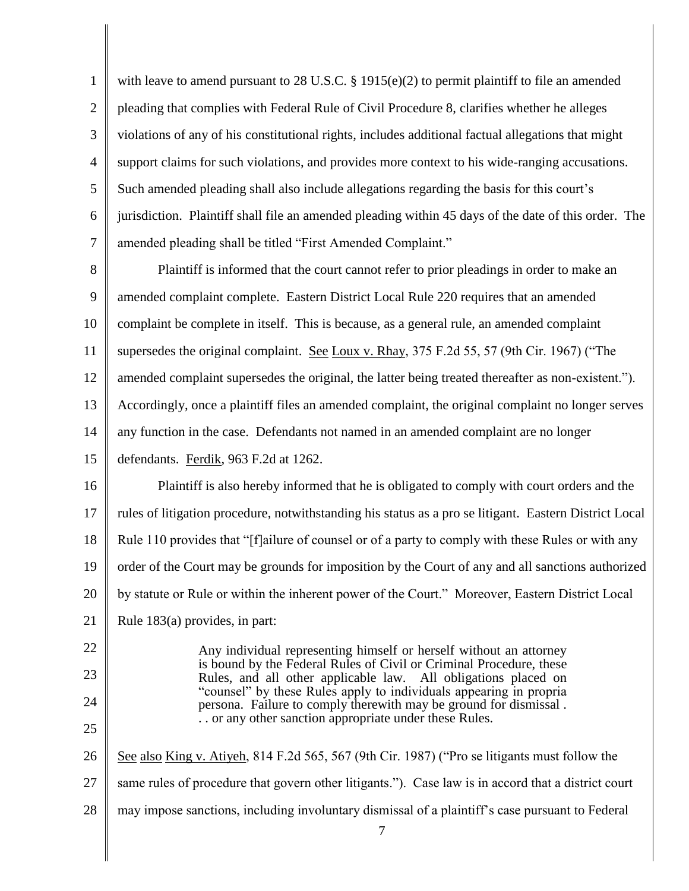with leave to amend pursuant to 28 U.S.C. § 1915(e)(2) to permit plaintiff to file an amended pleading that complies with Federal Rule of Civil Procedure 8, clarifies whether he alleges violations of any of his constitutional rights, includes additional factual allegations that might support claims for such violations, and provides more context to his wide-ranging accusations. Such amended pleading shall also include allegations regarding the basis for this court's jurisdiction. Plaintiff shall file an amended pleading within 45 days of the date of this order. The amended pleading shall be titled "First Amended Complaint."

Plaintiff is informed that the court cannot refer to prior pleadings in order to make an amended complaint complete. Eastern District Local Rule 220 requires that an amended complaint be complete in itself. This is because, as a general rule, an amended complaint supersedes the original complaint. See Loux v. Rhay, 375 F.2d 55, 57 (9th Cir. 1967) ("The amended complaint supersedes the original, the latter being treated thereafter as non-existent."). Accordingly, once a plaintiff files an amended complaint, the original complaint no longer serves any function in the case. Defendants not named in an amended complaint are no longer defendants. Ferdik, 963 F.2d at 1262.

Plaintiff is also hereby informed that he is obligated to comply with court orders and the rules of litigation procedure, notwithstanding his status as a pro se litigant. Eastern District Local Rule 110 provides that "[f]ailure of counsel or of a party to comply with these Rules or with any order of the Court may be grounds for imposition by the Court of any and all sanctions authorized by statute or Rule or within the inherent power of the Court." Moreover, Eastern District Local Rule 183(a) provides, in part:

> Any individual representing himself or herself without an attorney is bound by the Federal Rules of Civil or Criminal Procedure, these Rules, and all other applicable law. All obligations placed on "counsel" by these Rules apply to individuals appearing in propria persona. Failure to comply therewith may be ground for dismissal . . . or any other sanction appropriate under these Rules.

See also King v. Atiyeh, 814 F.2d 565, 567 (9th Cir. 1987) ("Pro se litigants must follow the same rules of procedure that govern other litigants."). Case law is in accord that a district court may impose sanctions, including involuntary dismissal of a plaintiff's case pursuant to Federal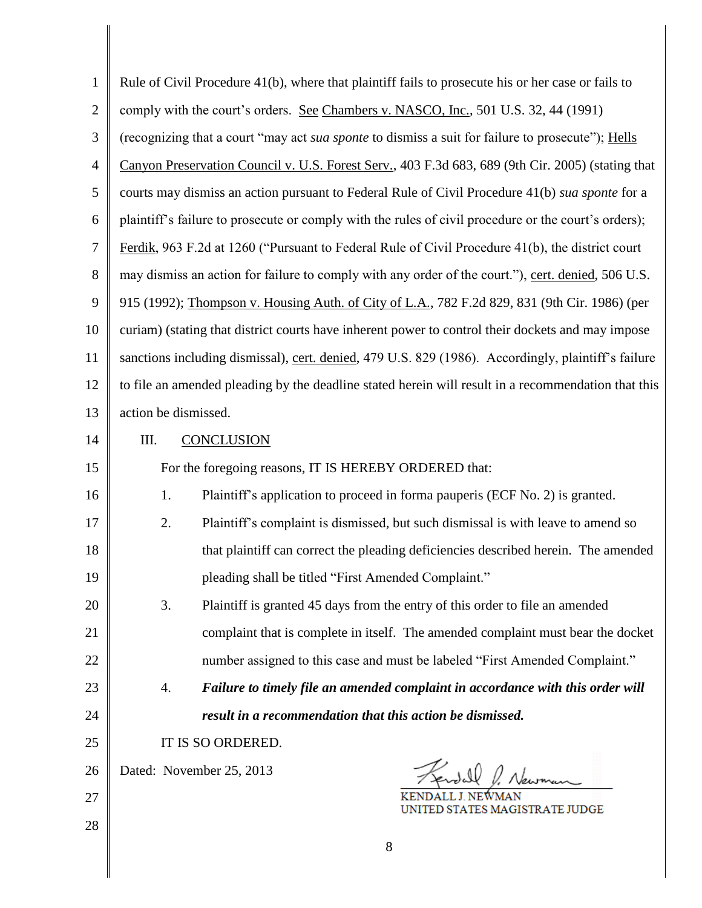Rule of Civil Procedure 41(b), where that plaintiff fails to prosecute his or her case or fails to comply with the court's orders. See Chambers v. NASCO, Inc., 501 U.S. 32, 44 (1991) (recognizing that a court "may act *sua sponte* to dismiss a suit for failure to prosecute"); Hells Canyon Preservation Council v. U.S. Forest Serv., 403 F.3d 683, 689 (9th Cir. 2005) (stating that courts may dismiss an action pursuant to Federal Rule of Civil Procedure 41(b) *sua sponte* for a plaintiff's failure to prosecute or comply with the rules of civil procedure or the court's orders); Ferdik, 963 F.2d at 1260 ("Pursuant to Federal Rule of Civil Procedure 41(b), the district court may dismiss an action for failure to comply with any order of the court."), cert. denied, 506 U.S. 915 (1992); Thompson v. Housing Auth. of City of L.A., 782 F.2d 829, 831 (9th Cir. 1986) (per curiam) (stating that district courts have inherent power to control their dockets and may impose sanctions including dismissal), cert. denied, 479 U.S. 829 (1986). Accordingly, plaintiff's failure to file an amended pleading by the deadline stated herein will result in a recommendation that this action be dismissed.

## III. CONCLUSION

For the foregoing reasons, IT IS HEREBY ORDERED that:

1. Plaintiff's application to proceed in forma pauperis (ECF No. 2) is granted.
2. Plaintiff's complaint is dismissed, but such dismissal is with leave to amend so that plaintiff can correct the pleading deficiencies described herein. The amended pleading shall be titled "First Amended Complaint."
3. Plaintiff is granted 45 days from the entry of this order to file an amended complaint that is complete in itself. The amended complaint must bear the docket number assigned to this case and must be labeled "First Amended Complaint."
4. ***Failure to timely file an amended complaint in accordance with this order will result in a recommendation that this action be dismissed.***

IT IS SO ORDERED.

Dated: November 25, 2013

KENDALL J. NEWMAN
UNITED STATES MAGISTRATE JUDGE